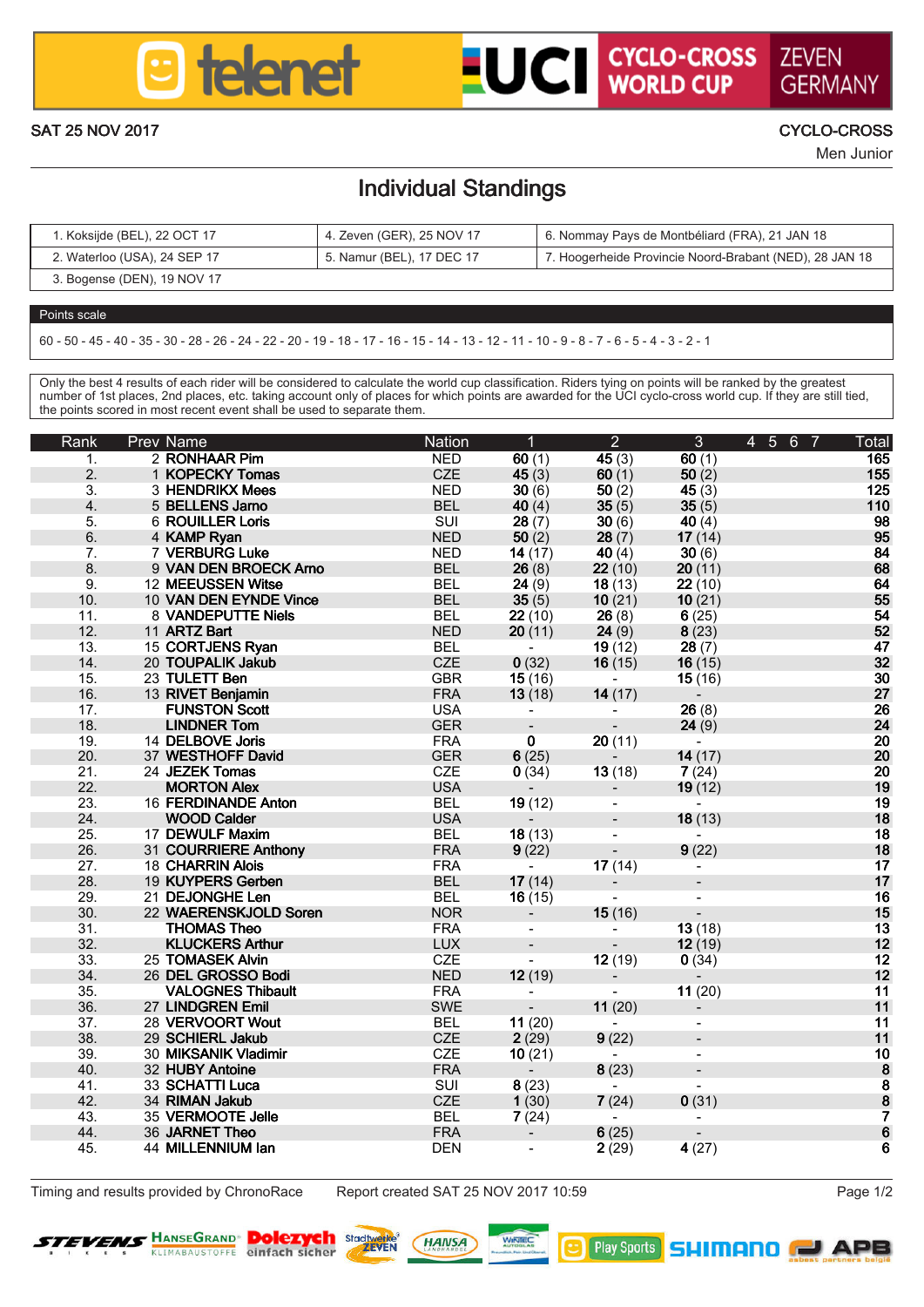telenet UCI CYCLO-CROSS WORLD CUP ZEVEN GERMANY

SAT 25 NOV 2017

CYCLO-CROSS
Men Junior

# Individual Standings

| 1. Koksijde (BEL), 22 OCT 17 | 4. Zeven (GER), 25 NOV 17 | 6. Nommay Pays de Montbéliard (FRA), 21 JAN 18 |
|---|---|---|
| 2. Waterloo (USA), 24 SEP 17 | 5. Namur (BEL), 17 DEC 17 | 7. Hoogerheide Provincie Noord-Brabant (NED), 28 JAN 18 |
| 3. Bogense (DEN), 19 NOV 17 | | |

**Points scale**

60 - 50 - 45 - 40 - 35 - 30 - 28 - 26 - 24 - 22 - 20 - 19 - 18 - 17 - 16 - 15 - 14 - 13 - 12 - 11 - 10 - 9 - 8 - 7 - 6 - 5 - 4 - 3 - 2 - 1

Only the best 4 results of each rider will be considered to calculate the world cup classification. Riders tying on points will be ranked by the greatest number of 1st places, 2nd places, etc. taking account only of places for which points are awarded for the UCI cyclo-cross world cup. If they are still tied, the points scored in most recent event shall be used to separate them.

| Rank | Prev | Name | Nation | 1 | 2 | 3 | 4 | 5 | 6 | 7 | Total |
|---|---|---|---|---|---|---|---|---|---|---|---|
| 1. | 2 | RONHAAR Pim | NED | 60 (1) | 45 (3) | 60 (1) | | | | | 165 |
| 2. | 1 | KOPECKY Tomas | CZE | 45 (3) | 60 (1) | 50 (2) | | | | | 155 |
| 3. | 3 | HENDRIKX Mees | NED | 30 (6) | 50 (2) | 45 (3) | | | | | 125 |
| 4. | 5 | BELLENS Jarno | BEL | 40 (4) | 35 (5) | 35 (5) | | | | | 110 |
| 5. | 6 | ROUILLER Loris | SUI | 28 (7) | 30 (6) | 40 (4) | | | | | 98 |
| 6. | 4 | KAMP Ryan | NED | 50 (2) | 28 (7) | 17 (14) | | | | | 95 |
| 7. | 7 | VERBURG Luke | NED | 14 (17) | 40 (4) | 30 (6) | | | | | 84 |
| 8. | 9 | VAN DEN BROECK Arno | BEL | 26 (8) | 22 (10) | 20 (11) | | | | | 68 |
| 9. | 12 | MEEUSSEN Witse | BEL | 24 (9) | 18 (13) | 22 (10) | | | | | 64 |
| 10. | 10 | VAN DEN EYNDE Vince | BEL | 35 (5) | 10 (21) | 10 (21) | | | | | 55 |
| 11. | 8 | VANDEPUTTE Niels | BEL | 22 (10) | 26 (8) | 6 (25) | | | | | 54 |
| 12. | 11 | ARTZ Bart | NED | 20 (11) | 24 (9) | 8 (23) | | | | | 52 |
| 13. | 15 | CORTJENS Ryan | BEL | - | 19 (12) | 28 (7) | | | | | 47 |
| 14. | 20 | TOUPALIK Jakub | CZE | 0 (32) | 16 (15) | 16 (15) | | | | | 32 |
| 15. | 23 | TULETT Ben | GBR | 15 (16) | - | 15 (16) | | | | | 30 |
| 16. | 13 | RIVET Benjamin | FRA | 13 (18) | 14 (17) | - | | | | | 27 |
| 17. | | FUNSTON Scott | USA | - | - | 26 (8) | | | | | 26 |
| 18. | | LINDNER Tom | GER | - | - | 24 (9) | | | | | 24 |
| 19. | 14 | DELBOVE Joris | FRA | 0 | 20 (11) | - | | | | | 20 |
| 20. | 37 | WESTHOFF David | GER | 6 (25) | - | 14 (17) | | | | | 20 |
| 21. | 24 | JEZEK Tomas | CZE | 0 (34) | 13 (18) | 7 (24) | | | | | 20 |
| 22. | | MORTON Alex | USA | - | - | 19 (12) | | | | | 19 |
| 23. | 16 | FERDINANDE Anton | BEL | 19 (12) | - | - | | | | | 19 |
| 24. | | WOOD Calder | USA | - | - | 18 (13) | | | | | 18 |
| 25. | 17 | DEWULF Maxim | BEL | 18 (13) | - | - | | | | | 18 |
| 26. | 31 | COURRIERE Anthony | FRA | 9 (22) | - | 9 (22) | | | | | 18 |
| 27. | 18 | CHARRIN Alois | FRA | - | 17 (14) | - | | | | | 17 |
| 28. | 19 | KUYPERS Gerben | BEL | 17 (14) | - | - | | | | | 17 |
| 29. | 21 | DEJONGHE Len | BEL | 16 (15) | - | - | | | | | 16 |
| 30. | 22 | WAERENSKJOLD Soren | NOR | - | 15 (16) | - | | | | | 15 |
| 31. | | THOMAS Theo | FRA | - | - | 13 (18) | | | | | 13 |
| 32. | | KLUCKERS Arthur | LUX | - | - | 12 (19) | | | | | 12 |
| 33. | 25 | TOMASEK Alvin | CZE | - | 12 (19) | 0 (34) | | | | | 12 |
| 34. | 26 | DEL GROSSO Bodi | NED | 12 (19) | - | - | | | | | 12 |
| 35. | | VALOGNES Thibault | FRA | - | - | 11 (20) | | | | | 11 |
| 36. | 27 | LINDGREN Emil | SWE | - | 11 (20) | - | | | | | 11 |
| 37. | 28 | VERVOORT Wout | BEL | 11 (20) | - | - | | | | | 11 |
| 38. | 29 | SCHIERL Jakub | CZE | 2 (29) | 9 (22) | - | | | | | 11 |
| 39. | 30 | MIKSANIK Vladimir | CZE | 10 (21) | - | - | | | | | 10 |
| 40. | 32 | HUBY Antoine | FRA | - | 8 (23) | - | | | | | 8 |
| 41. | 33 | SCHATTI Luca | SUI | 8 (23) | - | - | | | | | 8 |
| 42. | 34 | RIMAN Jakub | CZE | 1 (30) | 7 (24) | 0 (31) | | | | | 8 |
| 43. | 35 | VERMOOTE Jelle | BEL | 7 (24) | - | - | | | | | 7 |
| 44. | 36 | JARNET Theo | FRA | - | 6 (25) | - | | | | | 6 |
| 45. | 44 | MILLENNIUM Ian | DEN | - | 2 (29) | 4 (27) | | | | | 6 |

Timing and results provided by ChronoRace    Report created SAT 25 NOV 2017 10:59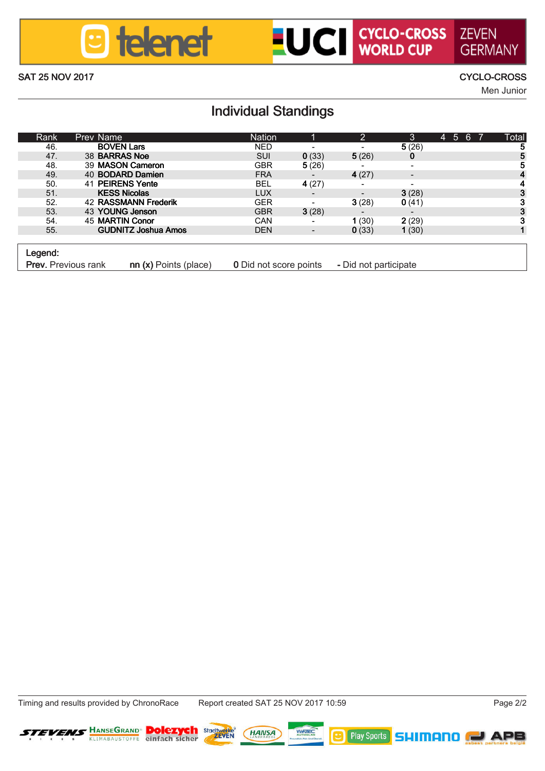SAT 25 NOV 2017

CYCLO-CROSS
Men Junior

## Individual Standings

| Rank | Prev | Name | Nation | 1 | 2 | 3 | 4 | 5 | 6 | 7 | Total |
|---|---|---|---|---|---|---|---|---|---|---|---|
| 46. | | BOVEN Lars | NED | - | - | **5** (26) | | | | | 5 |
| 47. | 38 | BARRAS Noe | SUI | **0** (33) | **5** (26) | **0** | | | | | 5 |
| 48. | 39 | MASON Cameron | GBR | **5** (26) | - | - | | | | | 5 |
| 49. | 40 | BODARD Damien | FRA | - | **4** (27) | - | | | | | 4 |
| 50. | 41 | PEIRENS Yente | BEL | **4** (27) | - | - | | | | | 4 |
| 51. | | KESS Nicolas | LUX | - | - | **3** (28) | | | | | 3 |
| 52. | 42 | RASSMANN Frederik | GER | - | **3** (28) | **0** (41) | | | | | 3 |
| 53. | 43 | YOUNG Jenson | GBR | **3** (28) | - | - | | | | | 3 |
| 54. | 45 | MARTIN Conor | CAN | - | **1** (30) | **2** (29) | | | | | 3 |
| 55. | | GUDNITZ Joshua Amos | DEN | - | **0** (33) | **1** (30) | | | | | 1 |

Legend:
**Prev.** Previous rank **nn (x)** Points (place) **0** Did not score points **-** Did not participate

Timing and results provided by ChronoRace Report created SAT 25 NOV 2017 10:59